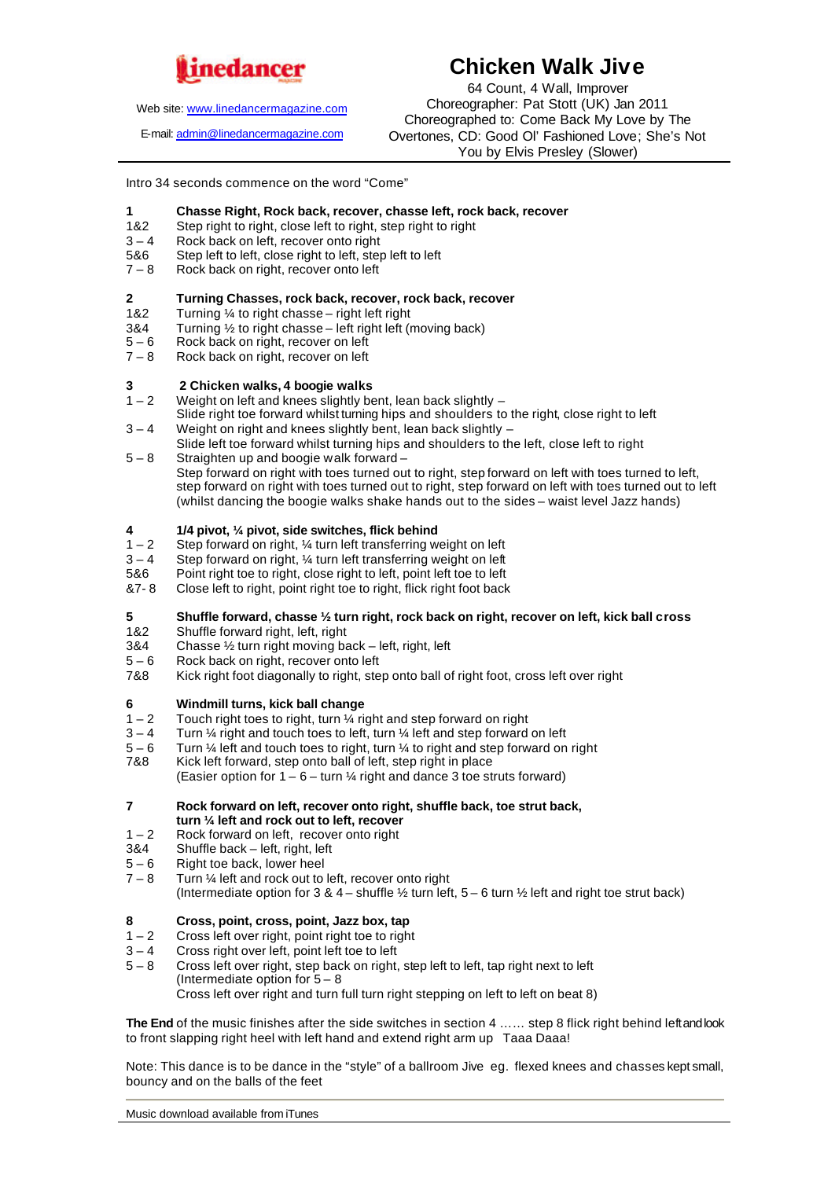**linedancer**

Web site: www.linedancermagazine.com

E-mail: admin@linedancermagazine.com

# Chicken Walk Jive

64 Count, 4 Wall, Improver
Choreographer: Pat Stott (UK) Jan 2011
Choreographed to: Come Back My Love by The Overtones, CD: Good Ol' Fashioned Love; She's Not You by Elvis Presley (Slower)

Intro 34 seconds commence on the word "Come"

**1 Chasse Right, Rock back, recover, chasse left, rock back, recover**

| | |
|---|---|
| 1&2 | Step right to right, close left to right, step right to right |
| 3 – 4 | Rock back on left, recover onto right |
| 5&6 | Step left to left, close right to left, step left to left |
| 7 – 8 | Rock back on right, recover onto left |

**2 Turning Chasses, rock back, recover, rock back, recover**

| | |
|---|---|
| 1&2 | Turning ¼ to right chasse – right left right |
| 3&4 | Turning ½ to right chasse – left right left (moving back) |
| 5 – 6 | Rock back on right, recover on left |
| 7 – 8 | Rock back on right, recover on left |

**3 2 Chicken walks, 4 boogie walks**

| | |
|---|---|
| 1 – 2 | Weight on left and knees slightly bent, lean back slightly – Slide right toe forward whilst turning hips and shoulders to the right, close right to left |
| 3 – 4 | Weight on right and knees slightly bent, lean back slightly – Slide left toe forward whilst turning hips and shoulders to the left, close left to right |
| 5 – 8 | Straighten up and boogie walk forward – Step forward on right with toes turned out to right, step forward on left with toes turned to left, step forward on right with toes turned out to right, step forward on left with toes turned out to left (whilst dancing the boogie walks shake hands out to the sides – waist level Jazz hands) |

**4 1/4 pivot, ¼ pivot, side switches, flick behind**

| | |
|---|---|
| 1 – 2 | Step forward on right, ¼ turn left transferring weight on left |
| 3 – 4 | Step forward on right, ¼ turn left transferring weight on left |
| 5&6 | Point right toe to right, close right to left, point left toe to left |
| &7- 8 | Close left to right, point right toe to right, flick right foot back |

**5 Shuffle forward, chasse ½ turn right, rock back on right, recover on left, kick ball cross**

| | |
|---|---|
| 1&2 | Shuffle forward right, left, right |
| 3&4 | Chasse ½ turn right moving back – left, right, left |
| 5 – 6 | Rock back on right, recover onto left |
| 7&8 | Kick right foot diagonally to right, step onto ball of right foot, cross left over right |

**6 Windmill turns, kick ball change**

| | |
|---|---|
| 1 – 2 | Touch right toes to right, turn ¼ right and step forward on right |
| 3 – 4 | Turn ¼ right and touch toes to left, turn ¼ left and step forward on left |
| 5 – 6 | Turn ¼ left and touch toes to right, turn ¼ to right and step forward on right |
| 7&8 | Kick left forward, step onto ball of left, step right in place (Easier option for 1 – 6 – turn ¼ right and dance 3 toe struts forward) |

**7 Rock forward on left, recover onto right, shuffle back, toe strut back, turn ¼ left and rock out to left, recover**

| | |
|---|---|
| 1 – 2 | Rock forward on left, recover onto right |
| 3&4 | Shuffle back – left, right, left |
| 5 – 6 | Right toe back, lower heel |
| 7 – 8 | Turn ¼ left and rock out to left, recover onto right (Intermediate option for 3 & 4 – shuffle ½ turn left, 5 – 6 turn ½ left and right toe strut back) |

**8 Cross, point, cross, point, Jazz box, tap**

| | |
|---|---|
| 1 – 2 | Cross left over right, point right toe to right |
| 3 – 4 | Cross right over left, point left toe to left |
| 5 – 8 | Cross left over right, step back on right, step left to left, tap right next to left (Intermediate option for 5 – 8 Cross left over right and turn full turn right stepping on left to left on beat 8) |

**The End** of the music finishes after the side switches in section 4 …… step 8 flick right behind left and look to front slapping right heel with left hand and extend right arm up Taaa Daaa!

Note: This dance is to be dance in the "style" of a ballroom Jive eg. flexed knees and chasses kept small, bouncy and on the balls of the feet

Music download available from iTunes